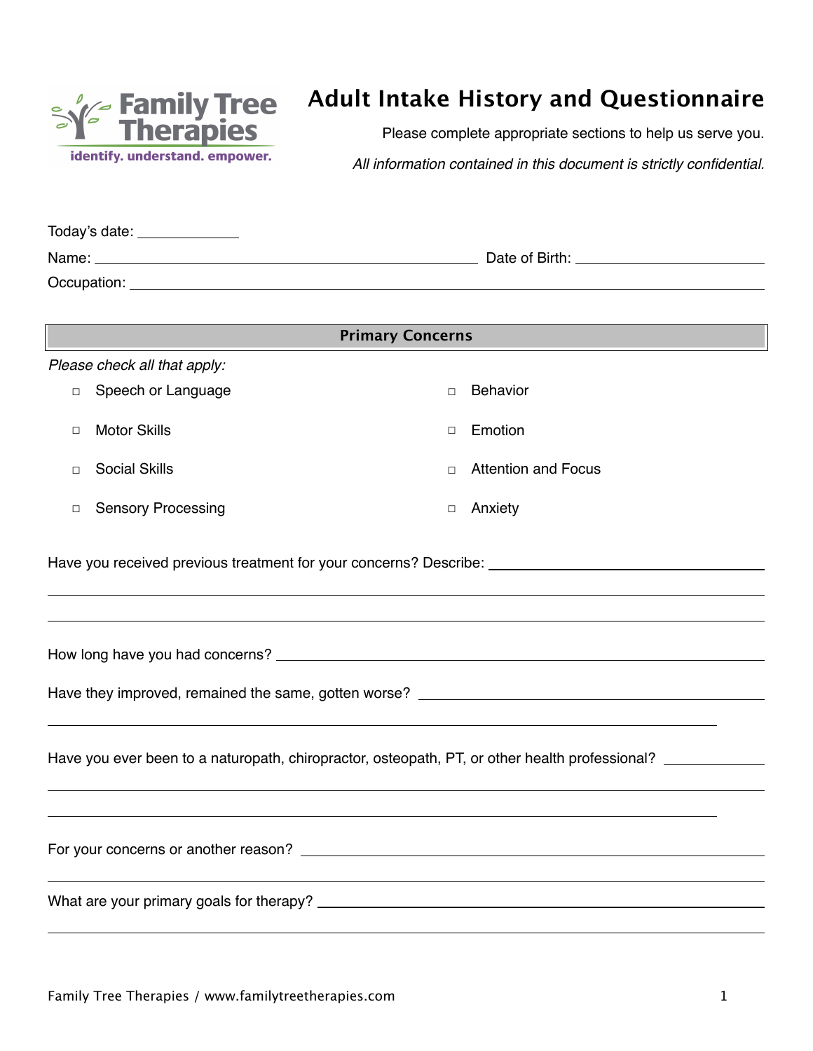Family Tree Therapies

identify. understand. empower.

# Adult Intake History and Questionnaire

Please complete appropriate sections to help us serve you.

*All information contained in this document is strictly confidential.*

Today's date: ____________

Name: ______________________________________________ Date of Birth: ______________________

Occupation: ______________________________________________________________________________

## Primary Concerns

*Please check all that apply:*

- ☐ Speech or Language
- ☐ Motor Skills
- ☐ Social Skills
- ☐ Sensory Processing
- ☐ Behavior
- ☐ Emotion
- ☐ Attention and Focus
- ☐ Anxiety

Have you received previous treatment for your concerns? Describe: ______________________________

______________________________________________________________________________

______________________________________________________________________________

How long have you had concerns? ______________________________________________________________

Have they improved, remained the same, gotten worse? ______________________________________

______________________________________________________________________________

Have you ever been to a naturopath, chiropractor, osteopath, PT, or other health professional? __________

______________________________________________________________________________

______________________________________________________________________________

For your concerns or another reason? __________________________________________________________

______________________________________________________________________________

What are your primary goals for therapy? ______________________________________________________

______________________________________________________________________________

Family Tree Therapies / www.familytreetherapies.com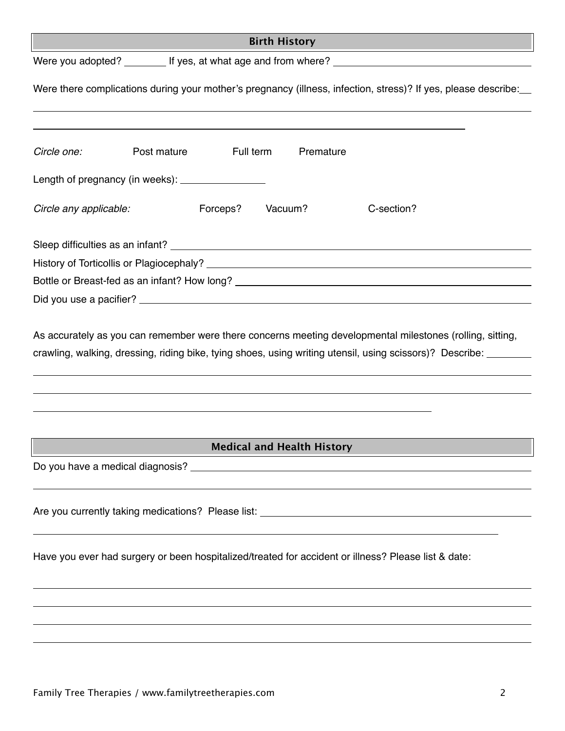## Birth History

Were you adopted? ________ If yes, at what age and from where? ____________________________________

Were there complications during your mother's pregnancy (illness, infection, stress)? If yes, please describe: ___

_____________________________________________________________________________________________

_____________________________________________________________________________________________

*Circle one:* Post mature Full term Premature

Length of pregnancy (in weeks): _______________

*Circle any applicable:* Forceps? Vacuum? C-section?

Sleep difficulties as an infant? ___________________________________________________________________

History of Torticollis or Plagiocephaly? ______________________________________________________________

Bottle or Breast-fed as an infant? How long? _________________________________________________________

Did you use a pacifier? ___________________________________________________________________________

As accurately as you can remember were there concerns meeting developmental milestones (rolling, sitting, crawling, walking, dressing, riding bike, tying shoes, using writing utensil, using scissors)? Describe: ________

_____________________________________________________________________________________________

_____________________________________________________________________________________________

_____________________________________________________________________________________________

## Medical and Health History

Do you have a medical diagnosis? __________________________________________________________________

_____________________________________________________________________________________________

Are you currently taking medications? Please list: ___________________________________________________

_____________________________________________________________________________________________

Have you ever had surgery or been hospitalized/treated for accident or illness? Please list & date:

_____________________________________________________________________________________________

_____________________________________________________________________________________________

_____________________________________________________________________________________________

_____________________________________________________________________________________________

Family Tree Therapies / www.familytreetherapies.com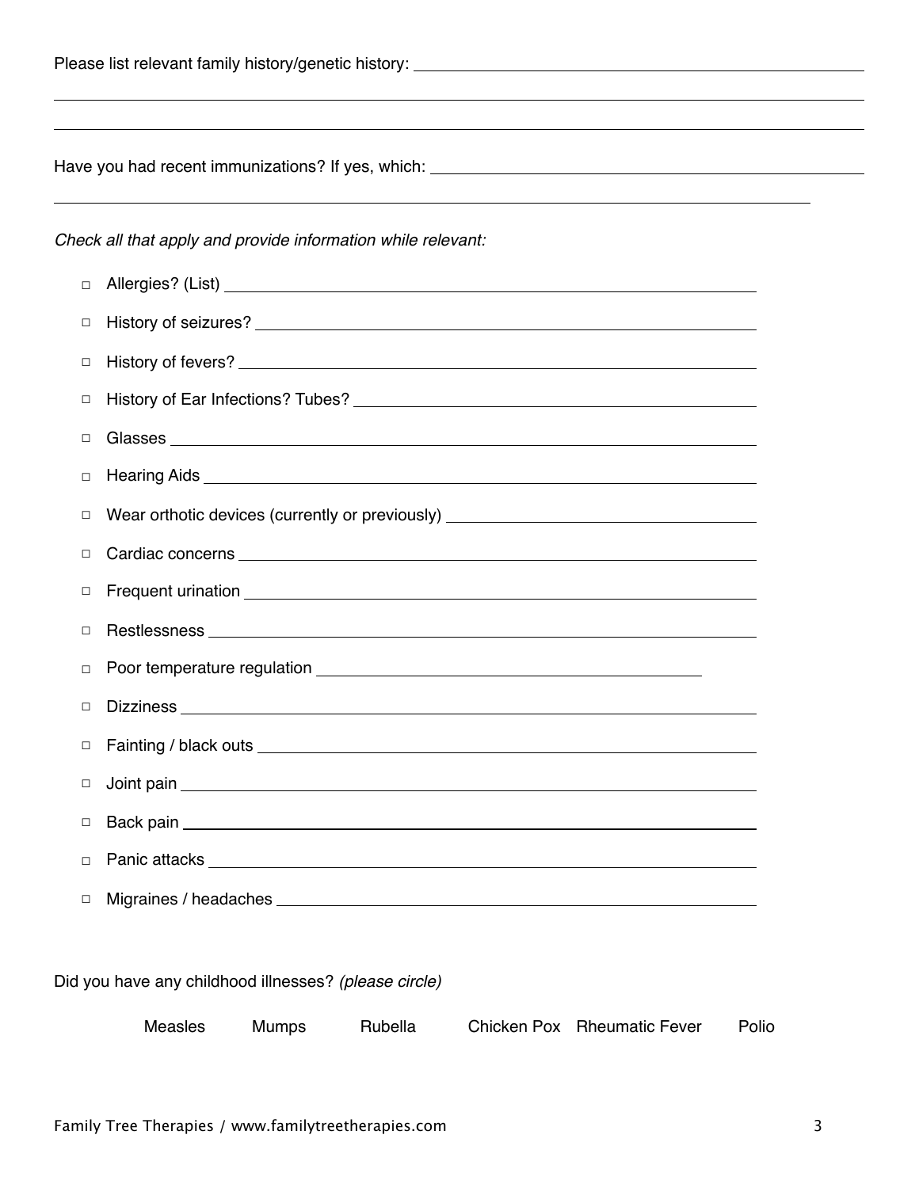Please list relevant family history/genetic history: ______________________________________________

______________________________________________________________________________

______________________________________________________________________________

Have you had recent immunizations? If yes, which: ______________________________________________

______________________________________________________________________________

*Check all that apply and provide information while relevant:*

- □ Allergies? (List) ______________________________________________
- □ History of seizures? ______________________________________________
- □ History of fevers? ______________________________________________
- □ History of Ear Infections? Tubes? ______________________________________________
- □ Glasses ______________________________________________
- □ Hearing Aids ______________________________________________
- □ Wear orthotic devices (currently or previously) ______________________________________________
- □ Cardiac concerns ______________________________________________
- □ Frequent urination ______________________________________________
- □ Restlessness ______________________________________________
- □ Poor temperature regulation ______________________________________________
- □ Dizziness ______________________________________________
- □ Fainting / black outs ______________________________________________
- □ Joint pain ______________________________________________
- □ Back pain ______________________________________________
- □ Panic attacks ______________________________________________
- □ Migraines / headaches ______________________________________________

Did you have any childhood illnesses? *(please circle)*

Measles Mumps Rubella Chicken Pox Rheumatic Fever Polio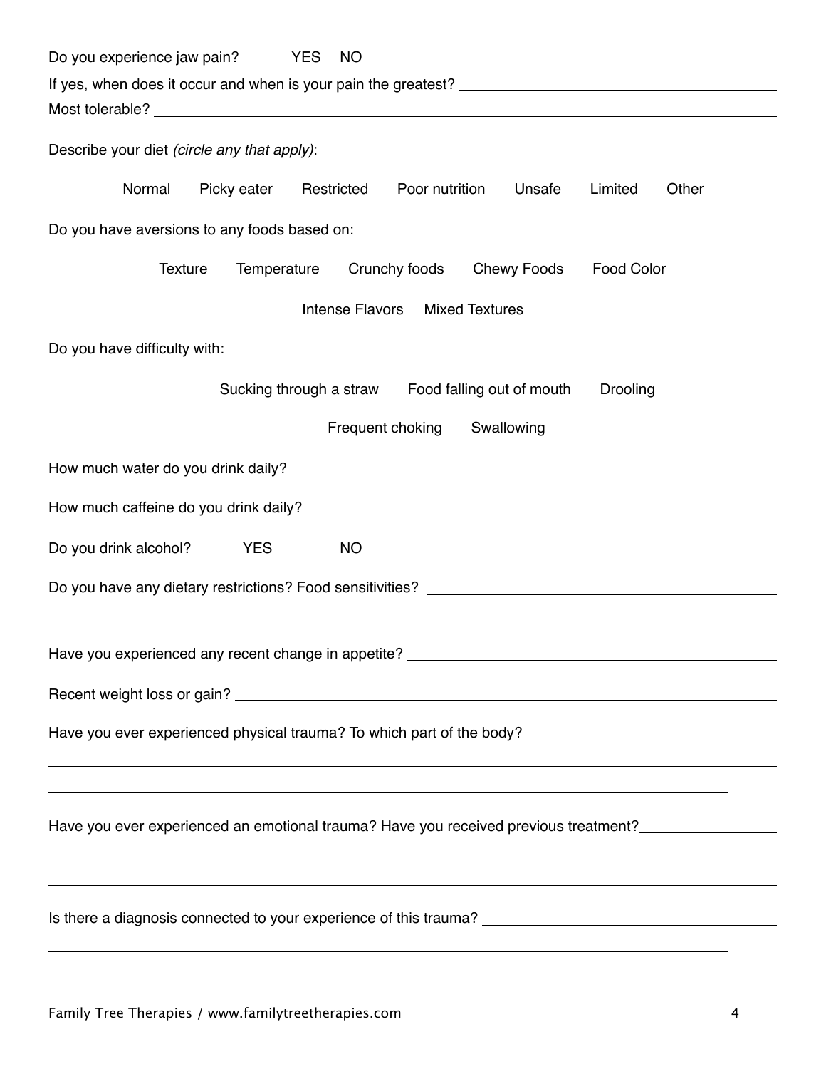Do you experience jaw pain? YES NO

If yes, when does it occur and when is your pain the greatest? ________________________

Most tolerable? ________________________

Describe your diet *(circle any that apply)*:

Normal Picky eater Restricted Poor nutrition Unsafe Limited Other

Do you have aversions to any foods based on:

Texture Temperature Crunchy foods Chewy Foods Food Color

Intense Flavors Mixed Textures

Do you have difficulty with:

Sucking through a straw Food falling out of mouth Drooling

Frequent choking Swallowing

How much water do you drink daily? ________________________

How much caffeine do you drink daily? ________________________

Do you drink alcohol? YES NO

Do you have any dietary restrictions? Food sensitivities? ________________________

________________________

Have you experienced any recent change in appetite? ________________________

Recent weight loss or gain? ________________________

Have you ever experienced physical trauma? To which part of the body? ________________________

________________________

________________________

Have you ever experienced an emotional trauma? Have you received previous treatment? ________________________

________________________

________________________

Is there a diagnosis connected to your experience of this trauma? ________________________

________________________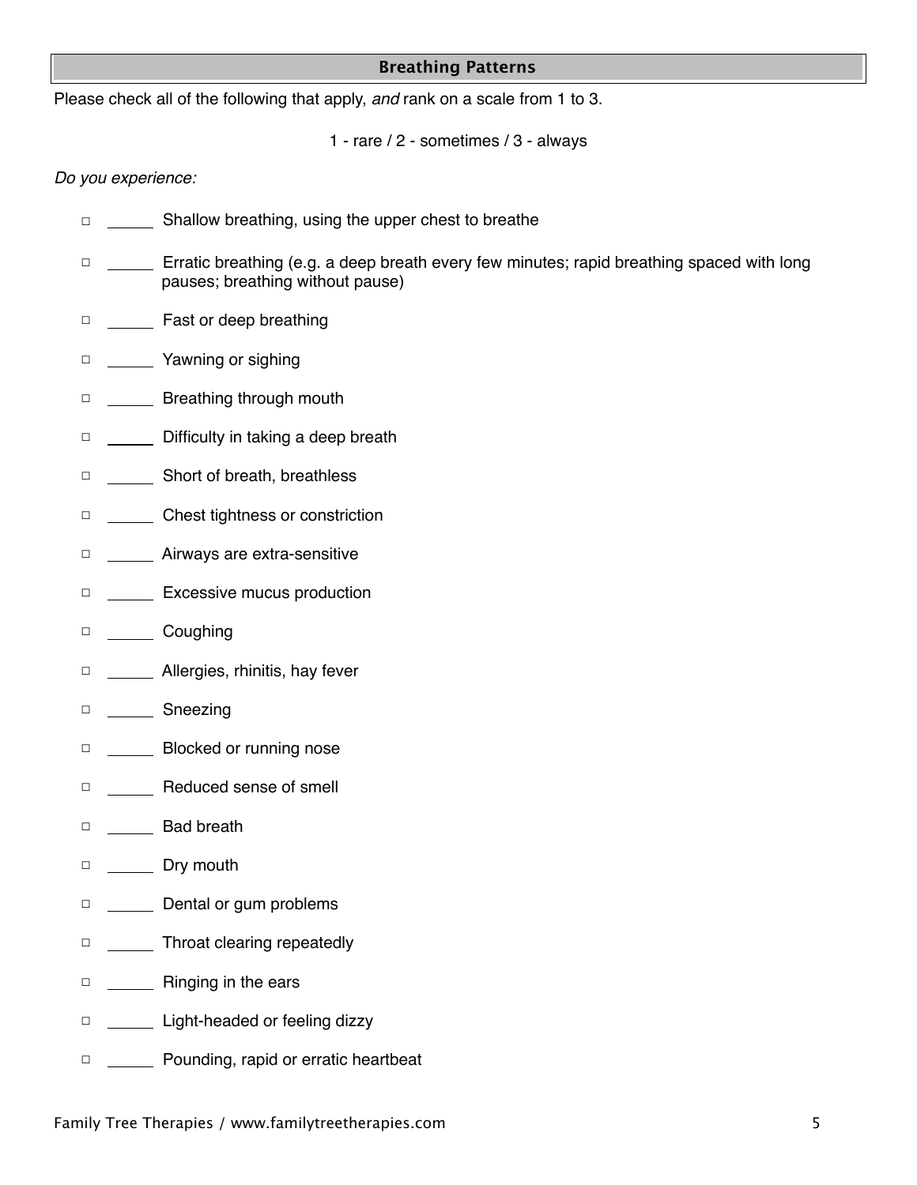## Breathing Patterns

Please check all of the following that apply, *and* rank on a scale from 1 to 3.

1 - rare / 2 - sometimes / 3 - always

*Do you experience:*

- ☐ _____ Shallow breathing, using the upper chest to breathe
- ☐ _____ Erratic breathing (e.g. a deep breath every few minutes; rapid breathing spaced with long pauses; breathing without pause)
- ☐ _____ Fast or deep breathing
- ☐ _____ Yawning or sighing
- ☐ _____ Breathing through mouth
- ☐ _____ Difficulty in taking a deep breath
- ☐ _____ Short of breath, breathless
- ☐ _____ Chest tightness or constriction
- ☐ _____ Airways are extra-sensitive
- ☐ _____ Excessive mucus production
- ☐ _____ Coughing
- ☐ _____ Allergies, rhinitis, hay fever
- ☐ _____ Sneezing
- ☐ _____ Blocked or running nose
- ☐ _____ Reduced sense of smell
- ☐ _____ Bad breath
- ☐ _____ Dry mouth
- ☐ _____ Dental or gum problems
- ☐ _____ Throat clearing repeatedly
- ☐ _____ Ringing in the ears
- ☐ _____ Light-headed or feeling dizzy
- ☐ _____ Pounding, rapid or erratic heartbeat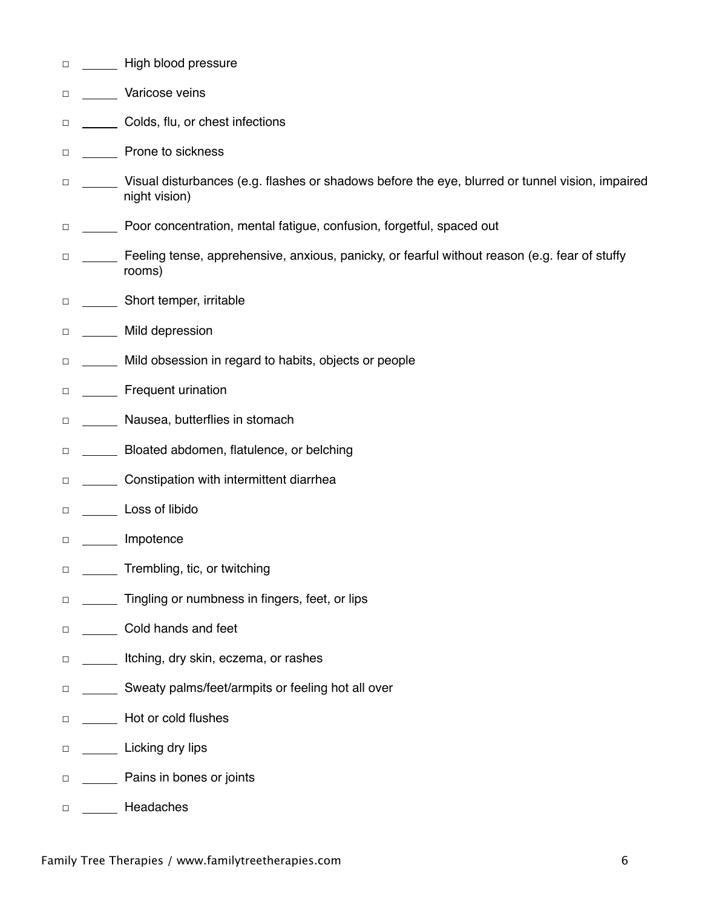- □ ______ High blood pressure
- □ ______ Varicose veins
- □ ______ Colds, flu, or chest infections
- □ ______ Prone to sickness
- □ ______ Visual disturbances (e.g. flashes or shadows before the eye, blurred or tunnel vision, impaired night vision)
- □ ______ Poor concentration, mental fatigue, confusion, forgetful, spaced out
- □ ______ Feeling tense, apprehensive, anxious, panicky, or fearful without reason (e.g. fear of stuffy rooms)
- □ ______ Short temper, irritable
- □ ______ Mild depression
- □ ______ Mild obsession in regard to habits, objects or people
- □ ______ Frequent urination
- □ ______ Nausea, butterflies in stomach
- □ ______ Bloated abdomen, flatulence, or belching
- □ ______ Constipation with intermittent diarrhea
- □ ______ Loss of libido
- □ ______ Impotence
- □ ______ Trembling, tic, or twitching
- □ ______ Tingling or numbness in fingers, feet, or lips
- □ ______ Cold hands and feet
- □ ______ Itching, dry skin, eczema, or rashes
- □ ______ Sweaty palms/feet/armpits or feeling hot all over
- □ ______ Hot or cold flushes
- □ ______ Licking dry lips
- □ ______ Pains in bones or joints
- □ ______ Headaches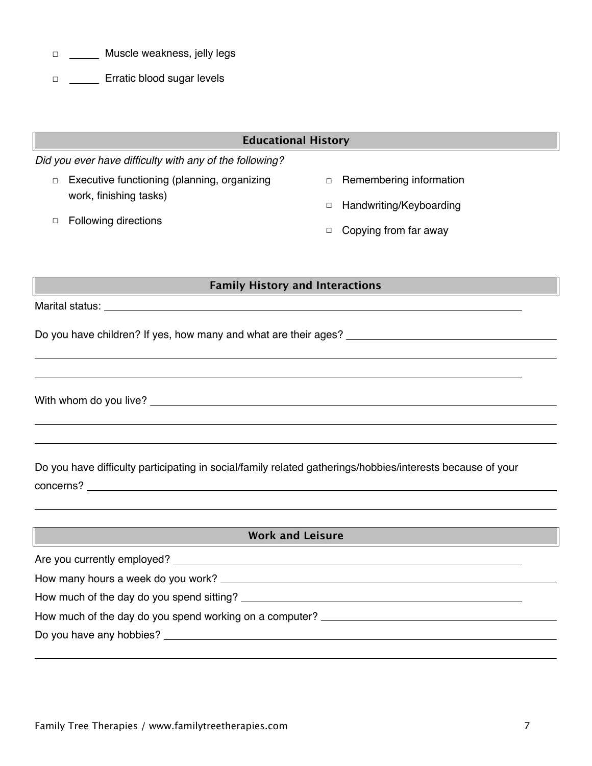- □ _____ Muscle weakness, jelly legs
- □ _____ Erratic blood sugar levels

## Educational History

*Did you ever have difficulty with any of the following?*

- □ Executive functioning (planning, organizing work, finishing tasks)
- □ Following directions
- □ Remembering information
- □ Handwriting/Keyboarding
- □ Copying from far away

## Family History and Interactions

Marital status: ____________________________________________

Do you have children? If yes, how many and what are their ages? ____________________________________________

____________________________________________

____________________________________________

With whom do you live? ____________________________________________

____________________________________________

____________________________________________

Do you have difficulty participating in social/family related gatherings/hobbies/interests because of your concerns? ____________________________________________

____________________________________________

## Work and Leisure

Are you currently employed? ____________________________________________

How many hours a week do you work? ____________________________________________

How much of the day do you spend sitting? ____________________________________________

How much of the day do you spend working on a computer? ____________________________________________

Do you have any hobbies? ____________________________________________

____________________________________________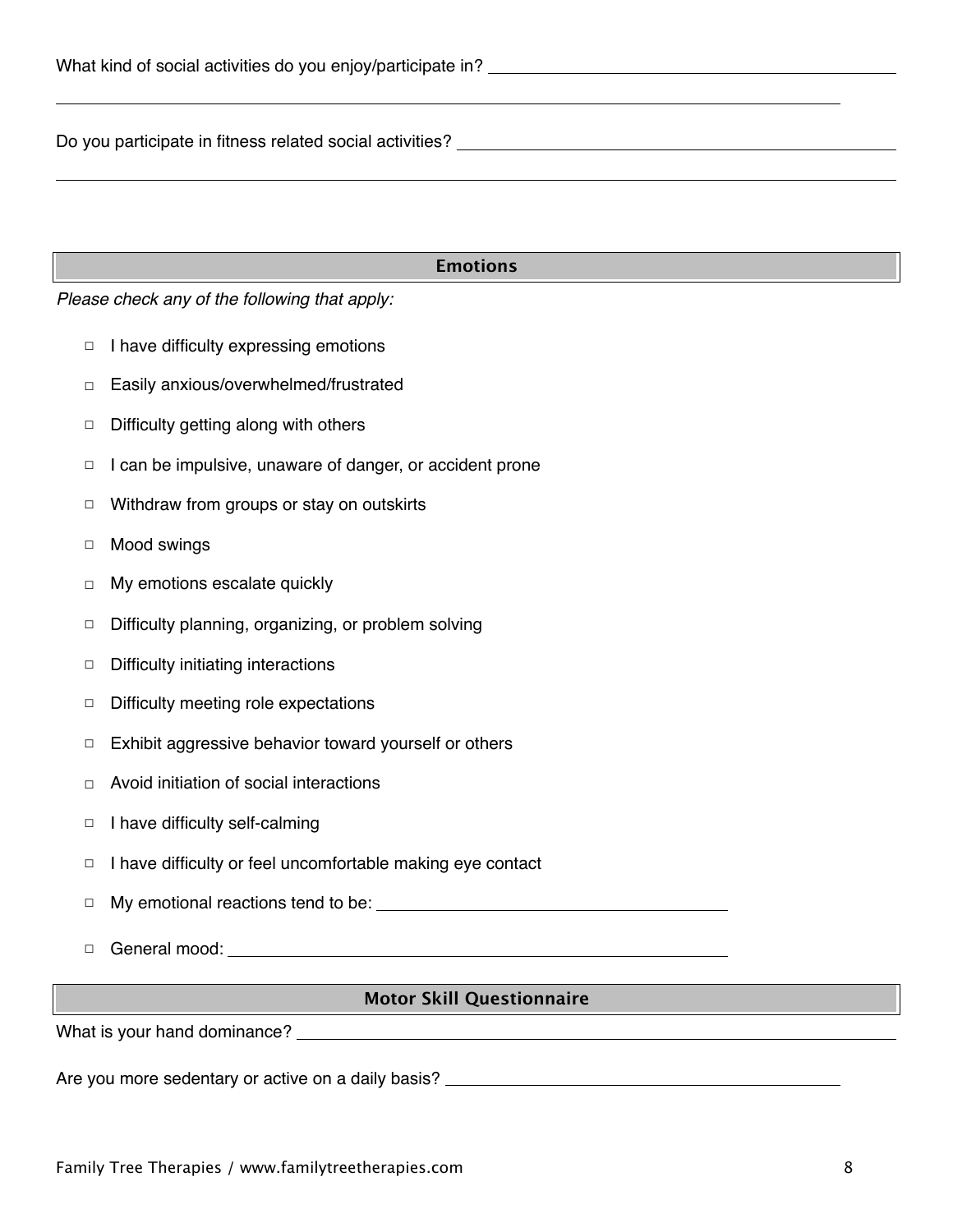What kind of social activities do you enjoy/participate in? ______________________________________________

___________________________________________________________________________________________

Do you participate in fitness related social activities? ______________________________________________

___________________________________________________________________________________________

## Emotions

*Please check any of the following that apply:*

- ☐ I have difficulty expressing emotions
- ☐ Easily anxious/overwhelmed/frustrated
- ☐ Difficulty getting along with others
- ☐ I can be impulsive, unaware of danger, or accident prone
- ☐ Withdraw from groups or stay on outskirts
- ☐ Mood swings
- ☐ My emotions escalate quickly
- ☐ Difficulty planning, organizing, or problem solving
- ☐ Difficulty initiating interactions
- ☐ Difficulty meeting role expectations
- ☐ Exhibit aggressive behavior toward yourself or others
- ☐ Avoid initiation of social interactions
- ☐ I have difficulty self-calming
- ☐ I have difficulty or feel uncomfortable making eye contact
- ☐ My emotional reactions tend to be: ______________________________________
- ☐ General mood: ______________________________________________________

## Motor Skill Questionnaire

What is your hand dominance? ______________________________________________________________

Are you more sedentary or active on a daily basis? ______________________________________________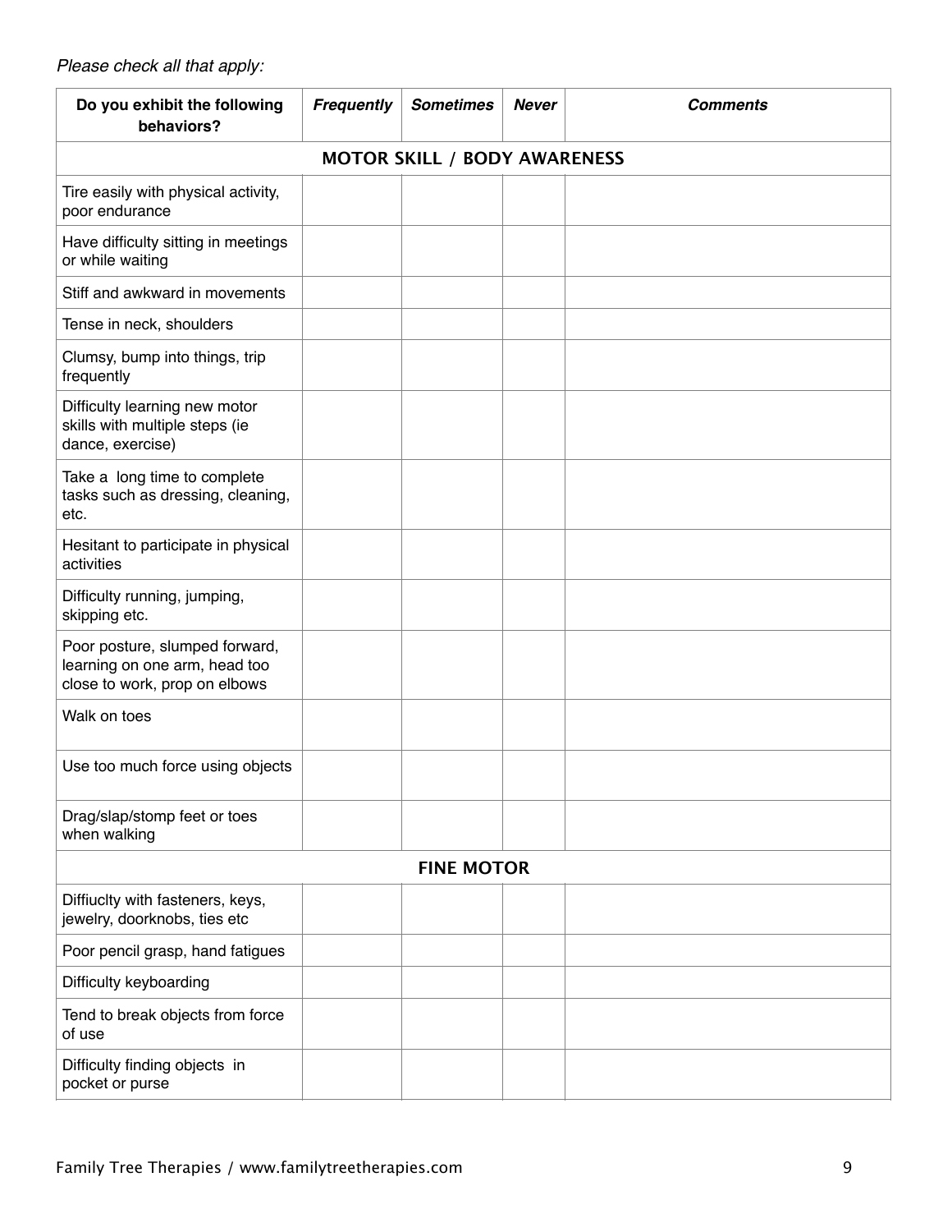*Please check all that apply:*

| Do you exhibit the following behaviors? | *Frequently* | *Sometimes* | *Never* | *Comments* |
|---|---|---|---|---|
| **MOTOR SKILL / BODY AWARENESS** | | | | |
| Tire easily with physical activity, poor endurance | | | | |
| Have difficulty sitting in meetings or while waiting | | | | |
| Stiff and awkward in movements | | | | |
| Tense in neck, shoulders | | | | |
| Clumsy, bump into things, trip frequently | | | | |
| Difficulty learning new motor skills with multiple steps (ie dance, exercise) | | | | |
| Take a long time to complete tasks such as dressing, cleaning, etc. | | | | |
| Hesitant to participate in physical activities | | | | |
| Difficulty running, jumping, skipping etc. | | | | |
| Poor posture, slumped forward, learning on one arm, head too close to work, prop on elbows | | | | |
| Walk on toes | | | | |
| Use too much force using objects | | | | |
| Drag/slap/stomp feet or toes when walking | | | | |
| **FINE MOTOR** | | | | |
| Diffiuclty with fasteners, keys, jewelry, doorknobs, ties etc | | | | |
| Poor pencil grasp, hand fatigues | | | | |
| Difficulty keyboarding | | | | |
| Tend to break objects from force of use | | | | |
| Difficulty finding objects in pocket or purse | | | | |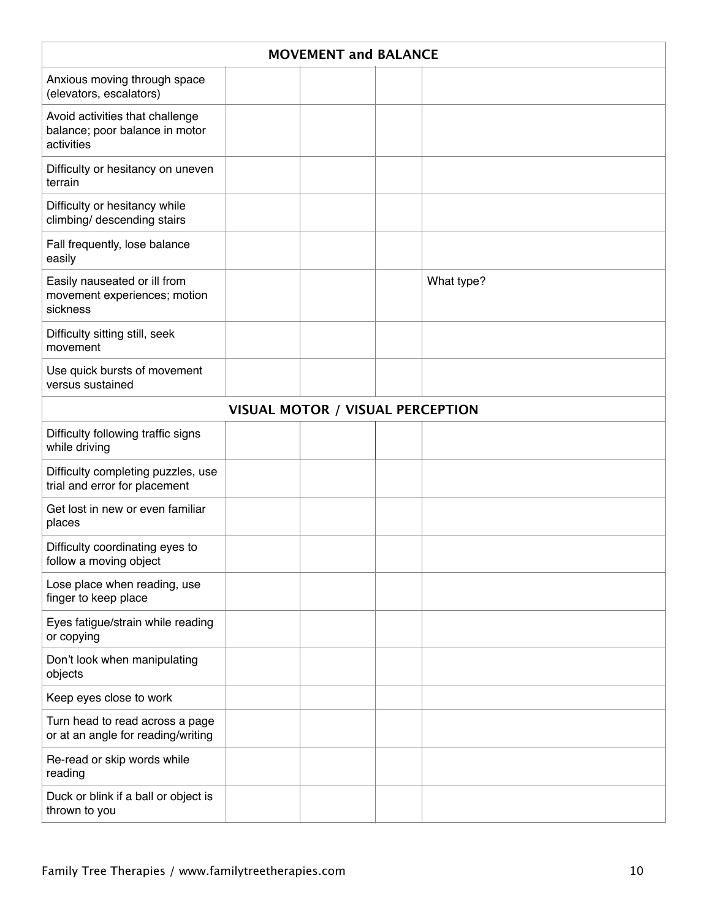| MOVEMENT and BALANCE | | | | |
|---|---|---|---|---|
| Anxious moving through space (elevators, escalators) | | | | |
| Avoid activities that challenge balance; poor balance in motor activities | | | | |
| Difficulty or hesitancy on uneven terrain | | | | |
| Difficulty or hesitancy while climbing/ descending stairs | | | | |
| Fall frequently, lose balance easily | | | | |
| Easily nauseated or ill from movement experiences; motion sickness | | | | What type? |
| Difficulty sitting still, seek movement | | | | |
| Use quick bursts of movement versus sustained | | | | |
| **VISUAL MOTOR / VISUAL PERCEPTION** | | | | |
| Difficulty following traffic signs while driving | | | | |
| Difficulty completing puzzles, use trial and error for placement | | | | |
| Get lost in new or even familiar places | | | | |
| Difficulty coordinating eyes to follow a moving object | | | | |
| Lose place when reading, use finger to keep place | | | | |
| Eyes fatigue/strain while reading or copying | | | | |
| Don't look when manipulating objects | | | | |
| Keep eyes close to work | | | | |
| Turn head to read across a page or at an angle for reading/writing | | | | |
| Re-read or skip words while reading | | | | |
| Duck or blink if a ball or object is thrown to you | | | | |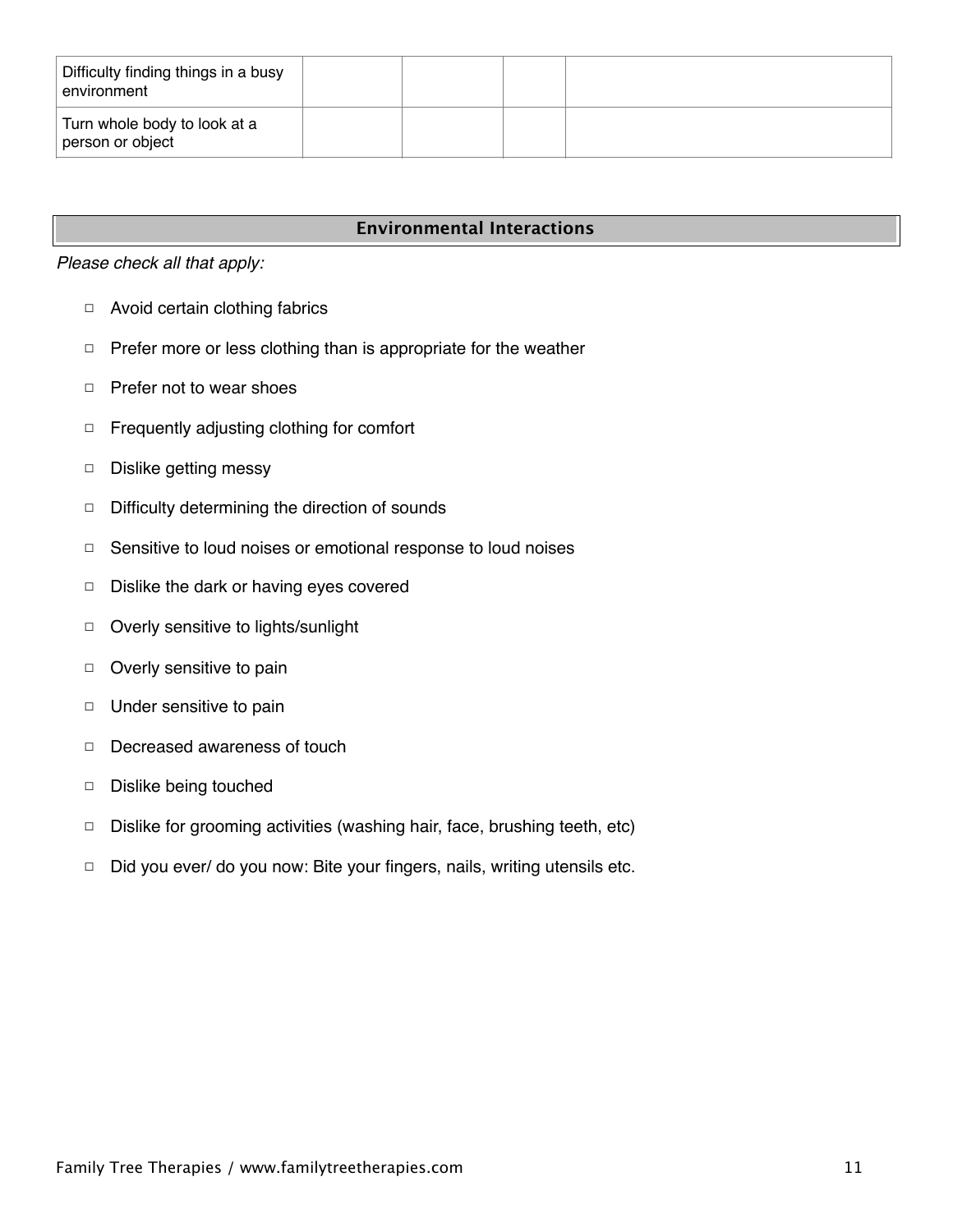| | | | | |
|---|---|---|---|---|
| Difficulty finding things in a busy environment | | | | |
| Turn whole body to look at a person or object | | | | |

## Environmental Interactions

*Please check all that apply:*

- ☐ Avoid certain clothing fabrics
- ☐ Prefer more or less clothing than is appropriate for the weather
- ☐ Prefer not to wear shoes
- ☐ Frequently adjusting clothing for comfort
- ☐ Dislike getting messy
- ☐ Difficulty determining the direction of sounds
- ☐ Sensitive to loud noises or emotional response to loud noises
- ☐ Dislike the dark or having eyes covered
- ☐ Overly sensitive to lights/sunlight
- ☐ Overly sensitive to pain
- ☐ Under sensitive to pain
- ☐ Decreased awareness of touch
- ☐ Dislike being touched
- ☐ Dislike for grooming activities (washing hair, face, brushing teeth, etc)
- ☐ Did you ever/ do you now: Bite your fingers, nails, writing utensils etc.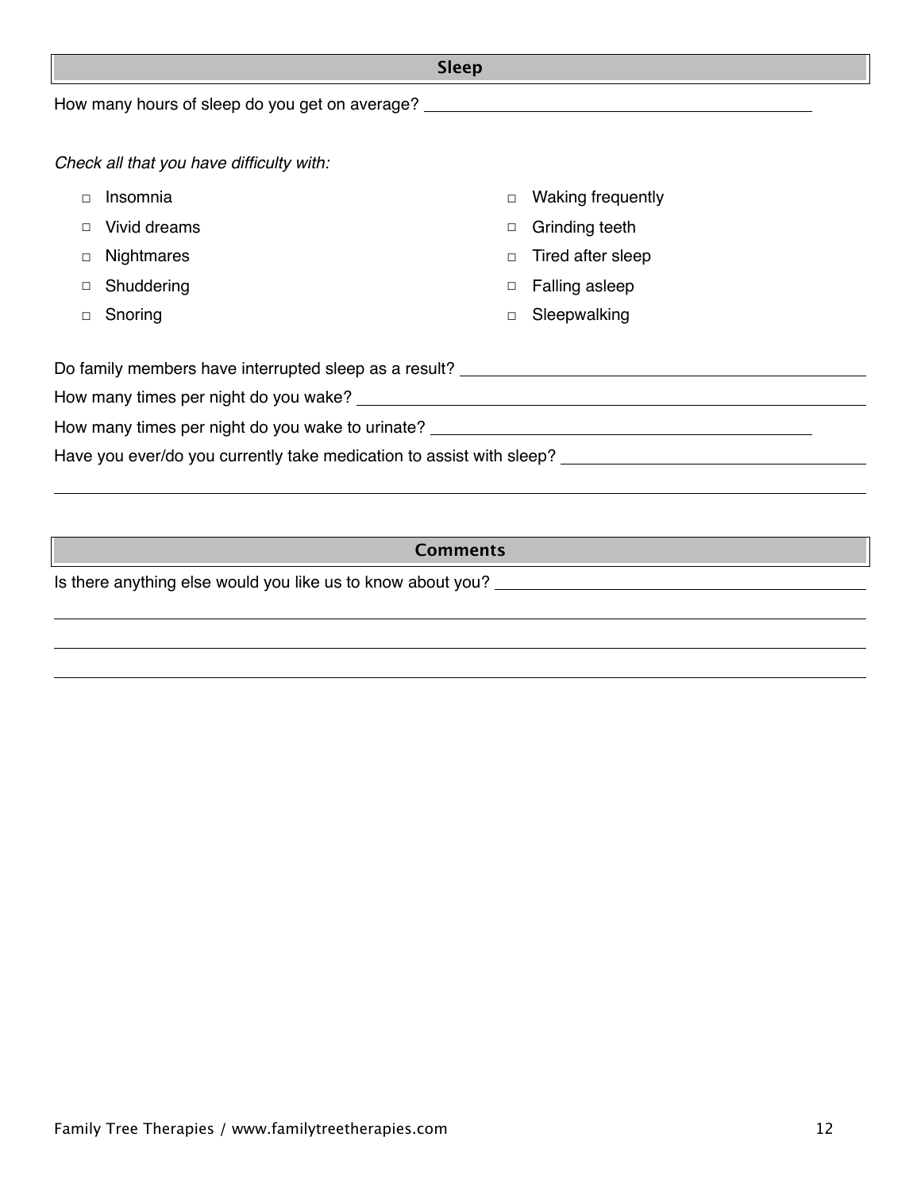## Sleep

How many hours of sleep do you get on average? ____________________

*Check all that you have difficulty with:*

- □ Insomnia
- □ Vivid dreams
- □ Nightmares
- □ Shuddering
- □ Snoring
- □ Waking frequently
- □ Grinding teeth
- □ Tired after sleep
- □ Falling asleep
- □ Sleepwalking

Do family members have interrupted sleep as a result? ____________________

How many times per night do you wake? ____________________

How many times per night do you wake to urinate? ____________________

Have you ever/do you currently take medication to assist with sleep? ____________________

____________________

## Comments

Is there anything else would you like us to know about you? ____________________

____________________

____________________

____________________